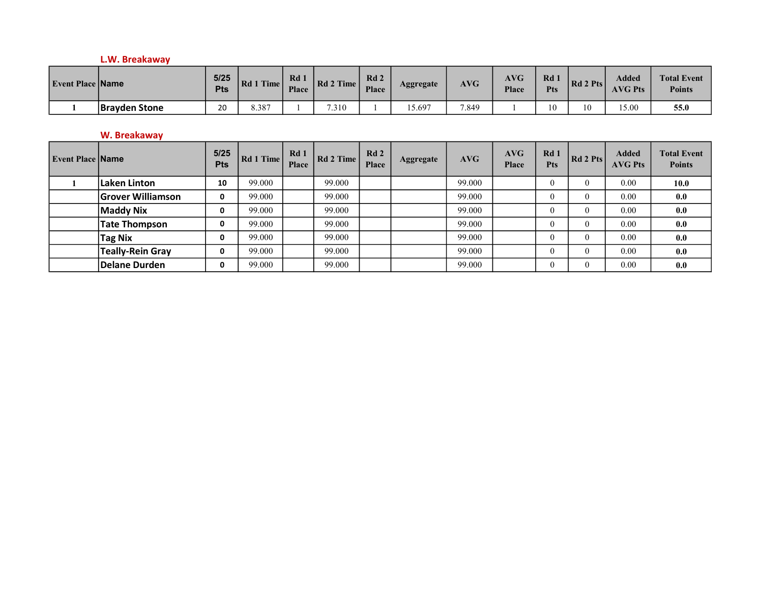## L.W. Breakaway

| Event Place | Name | 5/25 Pts | Rd 1 Time | Rd 1 Place | Rd 2 Time | Rd 2 Place | Aggregate | AVG | AVG Place | Rd 1 Pts | Rd 2 Pts | Added AVG Pts | Total Event Points |
|---|---|---|---|---|---|---|---|---|---|---|---|---|---|
| 1 | Brayden Stone | 20 | 8.387 | 1 | 7.310 | 1 | 15.697 | 7.849 | 1 | 10 | 10 | 15.00 | **55.0** |

## W. Breakaway

| Event Place | Name | 5/25 Pts | Rd 1 Time | Rd 1 Place | Rd 2 Time | Rd 2 Place | Aggregate | AVG | AVG Place | Rd 1 Pts | Rd 2 Pts | Added AVG Pts | Total Event Points |
|---|---|---|---|---|---|---|---|---|---|---|---|---|---|
| 1 | Laken Linton | 10 | 99.000 | | 99.000 | | | 99.000 | | 0 | 0 | 0.00 | **10.0** |
| | Grover Williamson | 0 | 99.000 | | 99.000 | | | 99.000 | | 0 | 0 | 0.00 | **0.0** |
| | Maddy Nix | 0 | 99.000 | | 99.000 | | | 99.000 | | 0 | 0 | 0.00 | **0.0** |
| | Tate Thompson | 0 | 99.000 | | 99.000 | | | 99.000 | | 0 | 0 | 0.00 | **0.0** |
| | Tag Nix | 0 | 99.000 | | 99.000 | | | 99.000 | | 0 | 0 | 0.00 | **0.0** |
| | Teally-Rein Gray | 0 | 99.000 | | 99.000 | | | 99.000 | | 0 | 0 | 0.00 | **0.0** |
| | Delane Durden | 0 | 99.000 | | 99.000 | | | 99.000 | | 0 | 0 | 0.00 | **0.0** |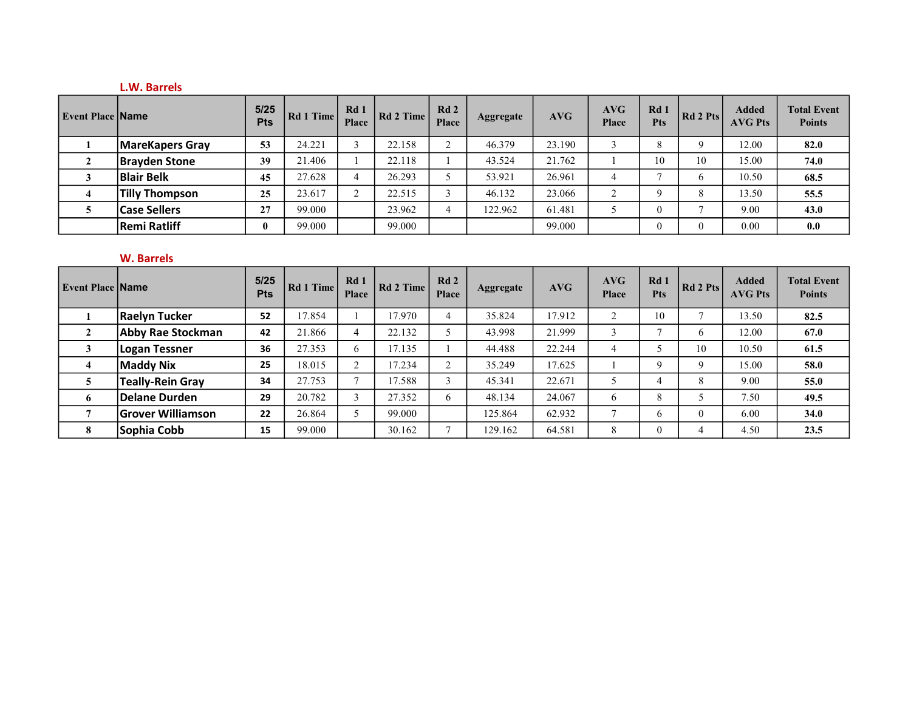## L.W. Barrels

| Event Place | Name | 5/25 Pts | Rd 1 Time | Rd 1 Place | Rd 2 Time | Rd 2 Place | Aggregate | AVG | AVG Place | Rd 1 Pts | Rd 2 Pts | Added AVG Pts | Total Event Points |
|---|---|---|---|---|---|---|---|---|---|---|---|---|---|
| 1 | MareKapers Gray | 53 | 24.221 | 3 | 22.158 | 2 | 46.379 | 23.190 | 3 | 8 | 9 | 12.00 | **82.0** |
| 2 | Brayden Stone | 39 | 21.406 | 1 | 22.118 | 1 | 43.524 | 21.762 | 1 | 10 | 10 | 15.00 | **74.0** |
| 3 | Blair Belk | 45 | 27.628 | 4 | 26.293 | 5 | 53.921 | 26.961 | 4 | 7 | 6 | 10.50 | **68.5** |
| 4 | Tilly Thompson | 25 | 23.617 | 2 | 22.515 | 3 | 46.132 | 23.066 | 2 | 9 | 8 | 13.50 | **55.5** |
| 5 | Case Sellers | 27 | 99.000 | | 23.962 | 4 | 122.962 | 61.481 | 5 | 0 | 7 | 9.00 | **43.0** |
| | Remi Ratliff | 0 | 99.000 | | 99.000 | | | 99.000 | | 0 | 0 | 0.00 | **0.0** |

## W. Barrels

| Event Place | Name | 5/25 Pts | Rd 1 Time | Rd 1 Place | Rd 2 Time | Rd 2 Place | Aggregate | AVG | AVG Place | Rd 1 Pts | Rd 2 Pts | Added AVG Pts | Total Event Points |
|---|---|---|---|---|---|---|---|---|---|---|---|---|---|
| 1 | Raelyn Tucker | 52 | 17.854 | 1 | 17.970 | 4 | 35.824 | 17.912 | 2 | 10 | 7 | 13.50 | **82.5** |
| 2 | Abby Rae Stockman | 42 | 21.866 | 4 | 22.132 | 5 | 43.998 | 21.999 | 3 | 7 | 6 | 12.00 | **67.0** |
| 3 | Logan Tessner | 36 | 27.353 | 6 | 17.135 | 1 | 44.488 | 22.244 | 4 | 5 | 10 | 10.50 | **61.5** |
| 4 | Maddy Nix | 25 | 18.015 | 2 | 17.234 | 2 | 35.249 | 17.625 | 1 | 9 | 9 | 15.00 | **58.0** |
| 5 | Teally-Rein Gray | 34 | 27.753 | 7 | 17.588 | 3 | 45.341 | 22.671 | 5 | 4 | 8 | 9.00 | **55.0** |
| 6 | Delane Durden | 29 | 20.782 | 3 | 27.352 | 6 | 48.134 | 24.067 | 6 | 8 | 5 | 7.50 | **49.5** |
| 7 | Grover Williamson | 22 | 26.864 | 5 | 99.000 | | 125.864 | 62.932 | 7 | 6 | 0 | 6.00 | **34.0** |
| 8 | Sophia Cobb | 15 | 99.000 | | 30.162 | 7 | 129.162 | 64.581 | 8 | 0 | 4 | 4.50 | **23.5** |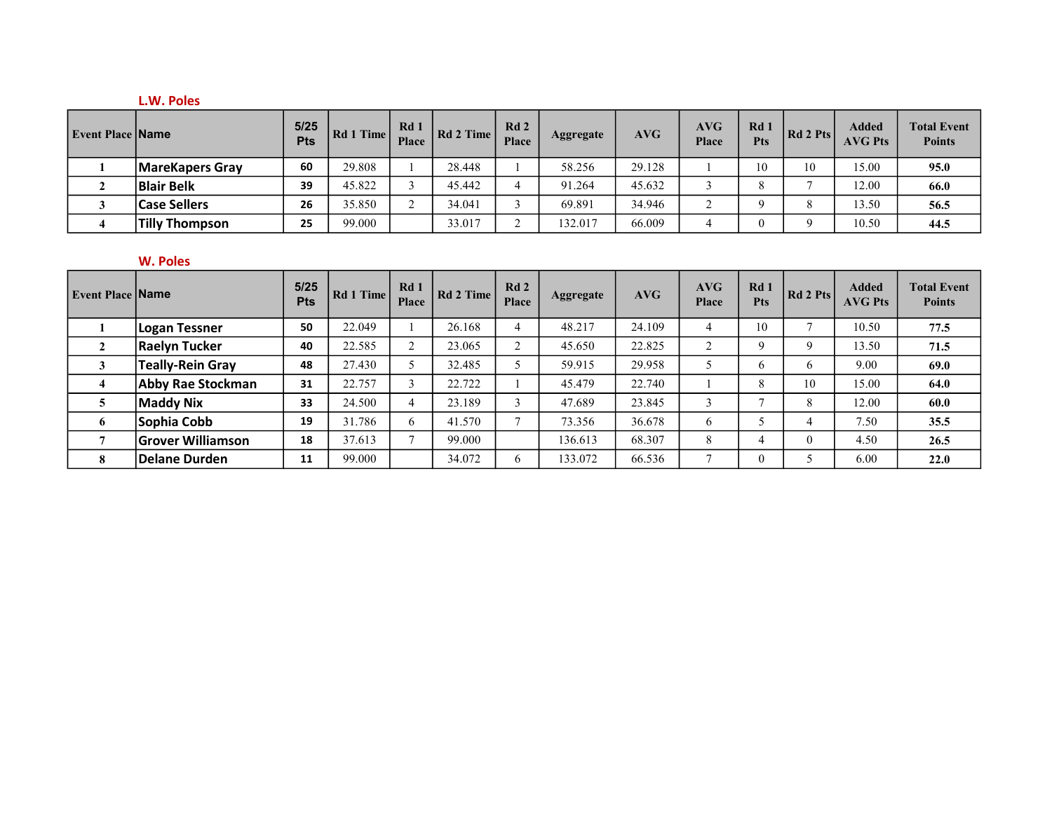## L.W. Poles

| Event Place | Name | 5/25 Pts | Rd 1 Time | Rd 1 Place | Rd 2 Time | Rd 2 Place | Aggregate | AVG | AVG Place | Rd 1 Pts | Rd 2 Pts | Added AVG Pts | Total Event Points |
|---|---|---|---|---|---|---|---|---|---|---|---|---|---|
| 1 | MareKapers Gray | 60 | 29.808 | 1 | 28.448 | 1 | 58.256 | 29.128 | 1 | 10 | 10 | 15.00 | **95.0** |
| 2 | Blair Belk | 39 | 45.822 | 3 | 45.442 | 4 | 91.264 | 45.632 | 3 | 8 | 7 | 12.00 | **66.0** |
| 3 | Case Sellers | 26 | 35.850 | 2 | 34.041 | 3 | 69.891 | 34.946 | 2 | 9 | 8 | 13.50 | **56.5** |
| 4 | Tilly Thompson | 25 | 99.000 | | 33.017 | 2 | 132.017 | 66.009 | 4 | 0 | 9 | 10.50 | **44.5** |

## W. Poles

| Event Place | Name | 5/25 Pts | Rd 1 Time | Rd 1 Place | Rd 2 Time | Rd 2 Place | Aggregate | AVG | AVG Place | Rd 1 Pts | Rd 2 Pts | Added AVG Pts | Total Event Points |
|---|---|---|---|---|---|---|---|---|---|---|---|---|---|
| 1 | Logan Tessner | 50 | 22.049 | 1 | 26.168 | 4 | 48.217 | 24.109 | 4 | 10 | 7 | 10.50 | **77.5** |
| 2 | Raelyn Tucker | 40 | 22.585 | 2 | 23.065 | 2 | 45.650 | 22.825 | 2 | 9 | 9 | 13.50 | **71.5** |
| 3 | Teally-Rein Gray | 48 | 27.430 | 5 | 32.485 | 5 | 59.915 | 29.958 | 5 | 6 | 6 | 9.00 | **69.0** |
| 4 | Abby Rae Stockman | 31 | 22.757 | 3 | 22.722 | 1 | 45.479 | 22.740 | 1 | 8 | 10 | 15.00 | **64.0** |
| 5 | Maddy Nix | 33 | 24.500 | 4 | 23.189 | 3 | 47.689 | 23.845 | 3 | 7 | 8 | 12.00 | **60.0** |
| 6 | Sophia Cobb | 19 | 31.786 | 6 | 41.570 | 7 | 73.356 | 36.678 | 6 | 5 | 4 | 7.50 | **35.5** |
| 7 | Grover Williamson | 18 | 37.613 | 7 | 99.000 | | 136.613 | 68.307 | 8 | 4 | 0 | 4.50 | **26.5** |
| 8 | Delane Durden | 11 | 99.000 | | 34.072 | 6 | 133.072 | 66.536 | 7 | 0 | 5 | 6.00 | **22.0** |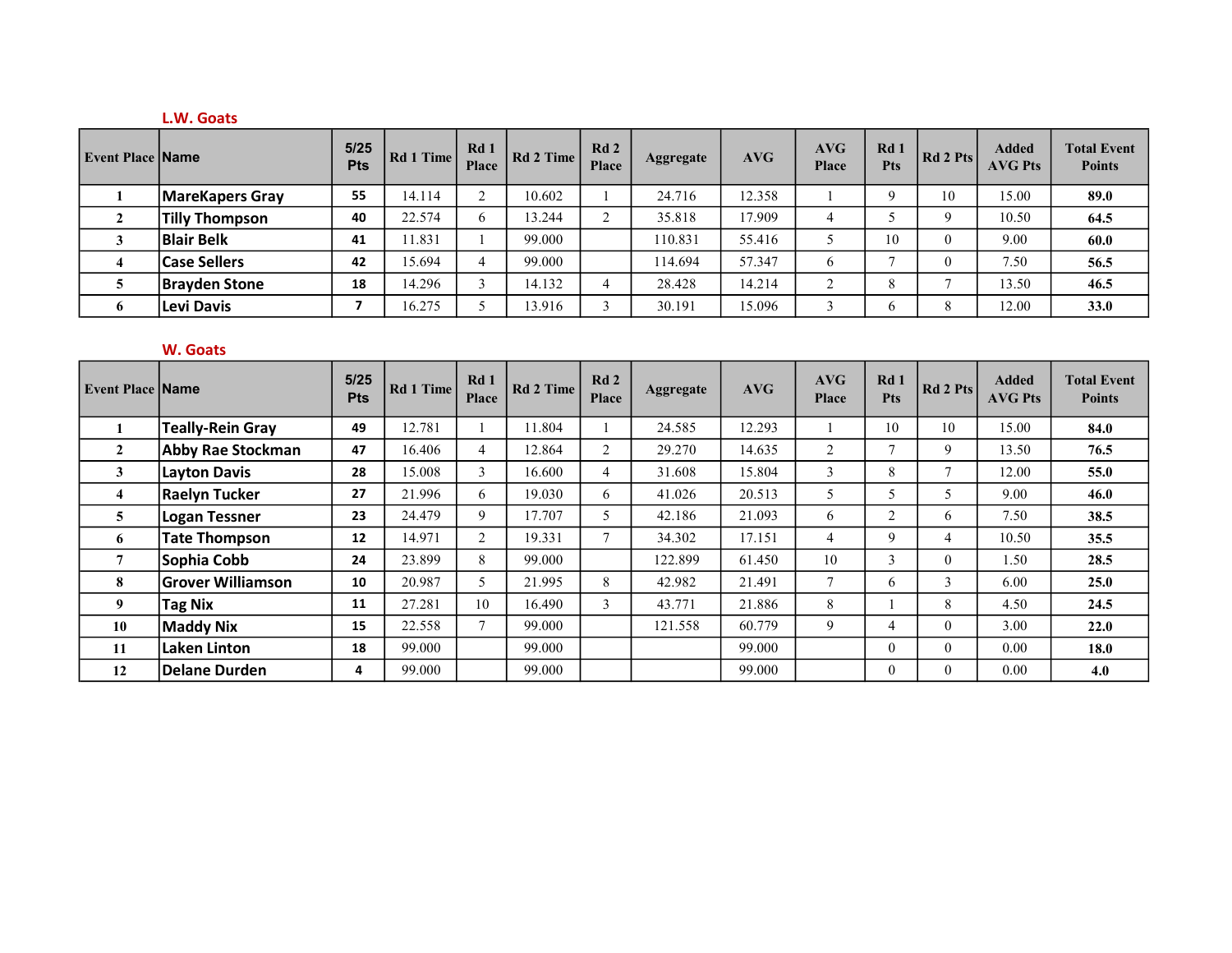## L.W. Goats

| Event Place | Name | 5/25 Pts | Rd 1 Time | Rd 1 Place | Rd 2 Time | Rd 2 Place | Aggregate | AVG | AVG Place | Rd 1 Pts | Rd 2 Pts | Added AVG Pts | Total Event Points |
|---|---|---|---|---|---|---|---|---|---|---|---|---|---|
| 1 | MareKapers Gray | 55 | 14.114 | 2 | 10.602 | 1 | 24.716 | 12.358 | 1 | 9 | 10 | 15.00 | **89.0** |
| 2 | Tilly Thompson | 40 | 22.574 | 6 | 13.244 | 2 | 35.818 | 17.909 | 4 | 5 | 9 | 10.50 | **64.5** |
| 3 | Blair Belk | 41 | 11.831 | 1 | 99.000 | | 110.831 | 55.416 | 5 | 10 | 0 | 9.00 | **60.0** |
| 4 | Case Sellers | 42 | 15.694 | 4 | 99.000 | | 114.694 | 57.347 | 6 | 7 | 0 | 7.50 | **56.5** |
| 5 | Brayden Stone | 18 | 14.296 | 3 | 14.132 | 4 | 28.428 | 14.214 | 2 | 8 | 7 | 13.50 | **46.5** |
| 6 | Levi Davis | 7 | 16.275 | 5 | 13.916 | 3 | 30.191 | 15.096 | 3 | 6 | 8 | 12.00 | **33.0** |

## W. Goats

| Event Place | Name | 5/25 Pts | Rd 1 Time | Rd 1 Place | Rd 2 Time | Rd 2 Place | Aggregate | AVG | AVG Place | Rd 1 Pts | Rd 2 Pts | Added AVG Pts | Total Event Points |
|---|---|---|---|---|---|---|---|---|---|---|---|---|---|
| 1 | Teally-Rein Gray | 49 | 12.781 | 1 | 11.804 | 1 | 24.585 | 12.293 | 1 | 10 | 10 | 15.00 | **84.0** |
| 2 | Abby Rae Stockman | 47 | 16.406 | 4 | 12.864 | 2 | 29.270 | 14.635 | 2 | 7 | 9 | 13.50 | **76.5** |
| 3 | Layton Davis | 28 | 15.008 | 3 | 16.600 | 4 | 31.608 | 15.804 | 3 | 8 | 7 | 12.00 | **55.0** |
| 4 | Raelyn Tucker | 27 | 21.996 | 6 | 19.030 | 6 | 41.026 | 20.513 | 5 | 5 | 5 | 9.00 | **46.0** |
| 5 | Logan Tessner | 23 | 24.479 | 9 | 17.707 | 5 | 42.186 | 21.093 | 6 | 2 | 6 | 7.50 | **38.5** |
| 6 | Tate Thompson | 12 | 14.971 | 2 | 19.331 | 7 | 34.302 | 17.151 | 4 | 9 | 4 | 10.50 | **35.5** |
| 7 | Sophia Cobb | 24 | 23.899 | 8 | 99.000 | | 122.899 | 61.450 | 10 | 3 | 0 | 1.50 | **28.5** |
| 8 | Grover Williamson | 10 | 20.987 | 5 | 21.995 | 8 | 42.982 | 21.491 | 7 | 6 | 3 | 6.00 | **25.0** |
| 9 | Tag Nix | 11 | 27.281 | 10 | 16.490 | 3 | 43.771 | 21.886 | 8 | 1 | 8 | 4.50 | **24.5** |
| 10 | Maddy Nix | 15 | 22.558 | 7 | 99.000 | | 121.558 | 60.779 | 9 | 4 | 0 | 3.00 | **22.0** |
| 11 | Laken Linton | 18 | 99.000 | | 99.000 | | | 99.000 | | 0 | 0 | 0.00 | **18.0** |
| 12 | Delane Durden | 4 | 99.000 | | 99.000 | | | 99.000 | | 0 | 0 | 0.00 | **4.0** |